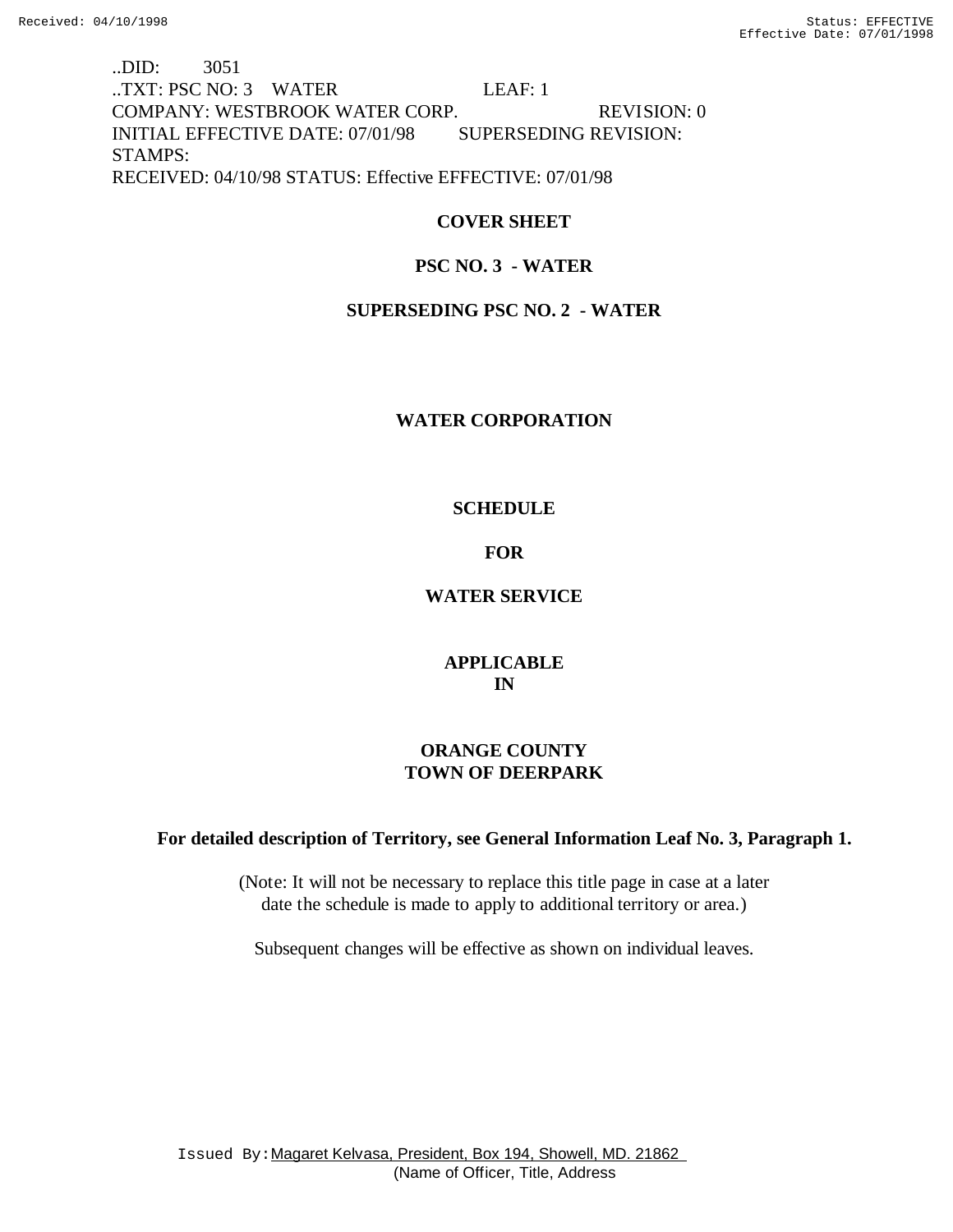..DID: 3051
..TXT: PSC NO: 3 WATER LEAF: 1
COMPANY: WESTBROOK WATER CORP. REVISION: 0
INITIAL EFFECTIVE DATE: 07/01/98 SUPERSEDING REVISION:
STAMPS:
RECEIVED: 04/10/98 STATUS: Effective EFFECTIVE: 07/01/98

**COVER SHEET**

**PSC NO. 3 - WATER**

**SUPERSEDING PSC NO. 2 - WATER**

**WATER CORPORATION**

**SCHEDULE**

**FOR**

**WATER SERVICE**

**APPLICABLE**
**IN**

**ORANGE COUNTY**
**TOWN OF DEERPARK**

**For detailed description of Territory, see General Information Leaf No. 3, Paragraph 1.**

(Note: It will not be necessary to replace this title page in case at a later date the schedule is made to apply to additional territory or area.)

Subsequent changes will be effective as shown on individual leaves.

Issued By: Magaret Kelvasa, President, Box 194, Showell, MD. 21862
(Name of Officer, Title, Address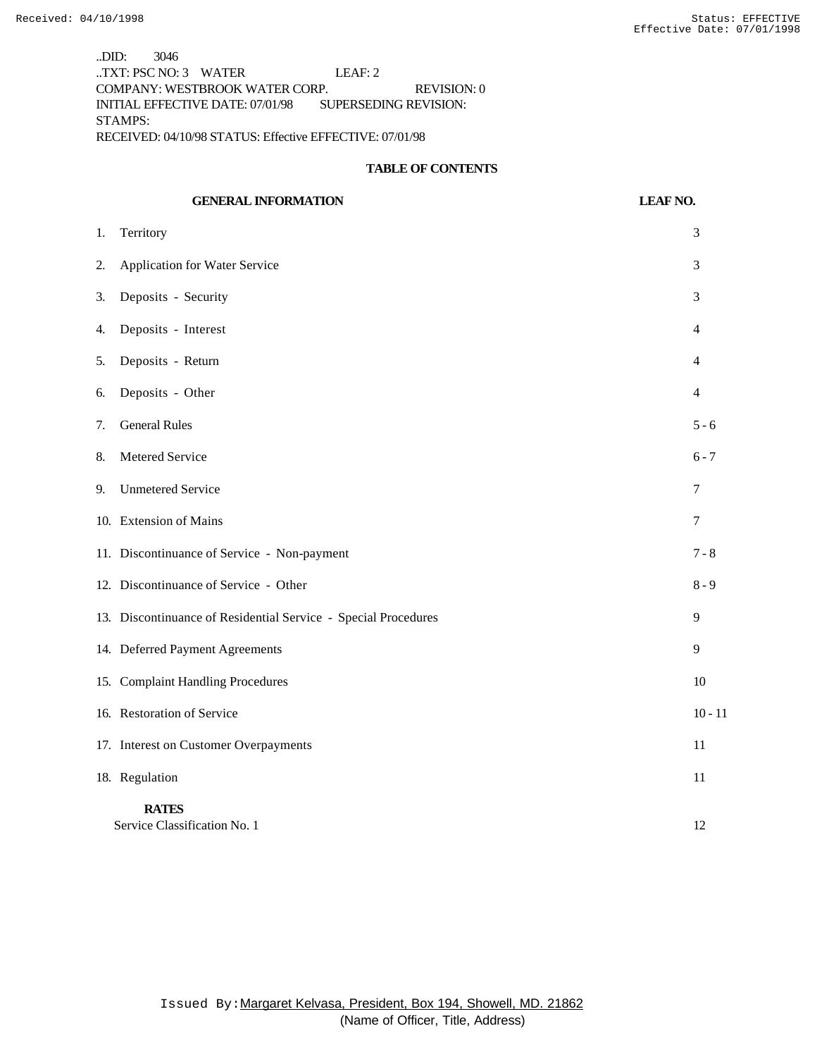..DID: 3046
..TXT: PSC NO: 3 WATER LEAF: 2
COMPANY: WESTBROOK WATER CORP. REVISION: 0
INITIAL EFFECTIVE DATE: 07/01/98 SUPERSEDING REVISION:
STAMPS:
RECEIVED: 04/10/98 STATUS: Effective EFFECTIVE: 07/01/98

## TABLE OF CONTENTS

| GENERAL INFORMATION | LEAF NO. |
|---|---|
| 1. Territory | 3 |
| 2. Application for Water Service | 3 |
| 3. Deposits - Security | 3 |
| 4. Deposits - Interest | 4 |
| 5. Deposits - Return | 4 |
| 6. Deposits - Other | 4 |
| 7. General Rules | 5 - 6 |
| 8. Metered Service | 6 - 7 |
| 9. Unmetered Service | 7 |
| 10. Extension of Mains | 7 |
| 11. Discontinuance of Service - Non-payment | 7 - 8 |
| 12. Discontinuance of Service - Other | 8 - 9 |
| 13. Discontinuance of Residential Service - Special Procedures | 9 |
| 14. Deferred Payment Agreements | 9 |
| 15. Complaint Handling Procedures | 10 |
| 16. Restoration of Service | 10 - 11 |
| 17. Interest on Customer Overpayments | 11 |
| 18. Regulation | 11 |
| **RATES** | |
| Service Classification No. 1 | 12 |

Issued By: Margaret Kelvasa, President, Box 194, Showell, MD. 21862
(Name of Officer, Title, Address)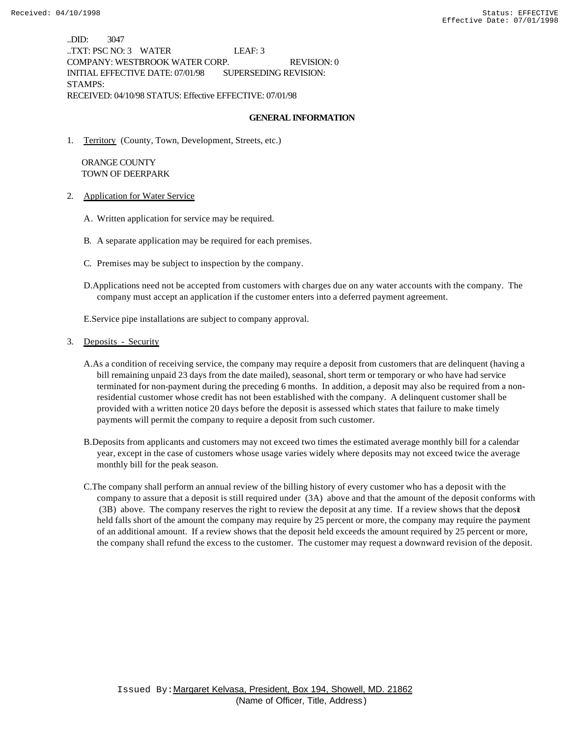..DID: 3047
..TXT: PSC NO: 3 WATER LEAF: 3
COMPANY: WESTBROOK WATER CORP. REVISION: 0
INITIAL EFFECTIVE DATE: 07/01/98 SUPERSEDING REVISION:
STAMPS:
RECEIVED: 04/10/98 STATUS: Effective EFFECTIVE: 07/01/98

## GENERAL INFORMATION

1. Territory (County, Town, Development, Streets, etc.)

   ORANGE COUNTY
   TOWN OF DEERPARK

2. Application for Water Service

   A. Written application for service may be required.

   B. A separate application may be required for each premises.

   C. Premises may be subject to inspection by the company.

   D. Applications need not be accepted from customers with charges due on any water accounts with the company. The company must accept an application if the customer enters into a deferred payment agreement.

   E. Service pipe installations are subject to company approval.

3. Deposits - Security

   A. As a condition of receiving service, the company may require a deposit from customers that are delinquent (having a bill remaining unpaid 23 days from the date mailed), seasonal, short term or temporary or who have had service terminated for non-payment during the preceding 6 months. In addition, a deposit may also be required from a non-residential customer whose credit has not been established with the company. A delinquent customer shall be provided with a written notice 20 days before the deposit is assessed which states that failure to make timely payments will permit the company to require a deposit from such customer.

   B. Deposits from applicants and customers may not exceed two times the estimated average monthly bill for a calendar year, except in the case of customers whose usage varies widely where deposits may not exceed twice the average monthly bill for the peak season.

   C. The company shall perform an annual review of the billing history of every customer who has a deposit with the company to assure that a deposit is still required under (3A) above and that the amount of the deposit conforms with (3B) above. The company reserves the right to review the deposit at any time. If a review shows that the deposit held falls short of the amount the company may require by 25 percent or more, the company may require the payment of an additional amount. If a review shows that the deposit held exceeds the amount required by 25 percent or more, the company shall refund the excess to the customer. The customer may request a downward revision of the deposit.

Issued By: Margaret Kelvasa, President, Box 194, Showell, MD. 21862
(Name of Officer, Title, Address)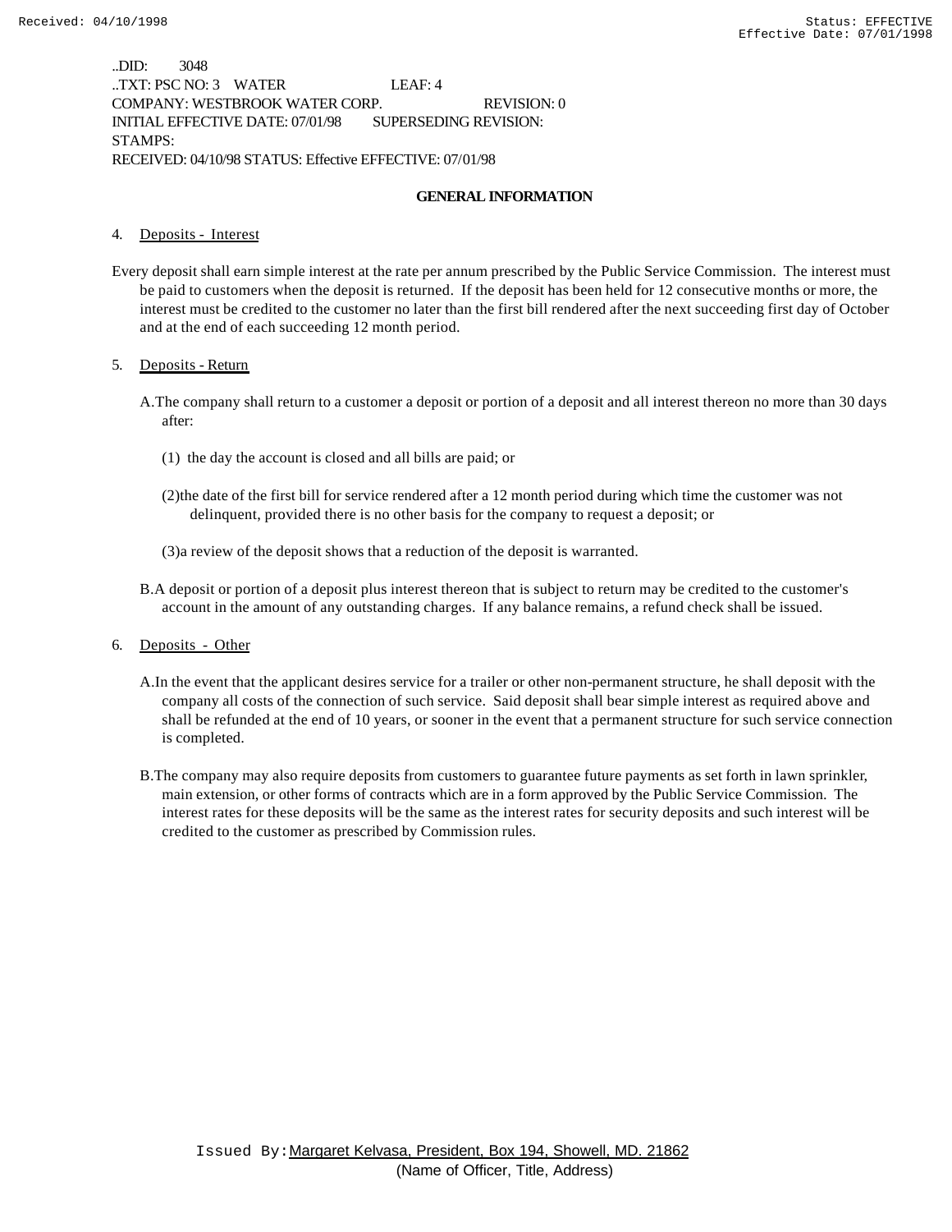..DID: 3048
..TXT: PSC NO: 3 WATER LEAF: 4
COMPANY: WESTBROOK WATER CORP. REVISION: 0
INITIAL EFFECTIVE DATE: 07/01/98 SUPERSEDING REVISION:
STAMPS:
RECEIVED: 04/10/98 STATUS: Effective EFFECTIVE: 07/01/98

**GENERAL INFORMATION**

4. Deposits - Interest

Every deposit shall earn simple interest at the rate per annum prescribed by the Public Service Commission. The interest must be paid to customers when the deposit is returned. If the deposit has been held for 12 consecutive months or more, the interest must be credited to the customer no later than the first bill rendered after the next succeeding first day of October and at the end of each succeeding 12 month period.

5. Deposits - Return

A.The company shall return to a customer a deposit or portion of a deposit and all interest thereon no more than 30 days after:

(1) the day the account is closed and all bills are paid; or

(2)the date of the first bill for service rendered after a 12 month period during which time the customer was not delinquent, provided there is no other basis for the company to request a deposit; or

(3)a review of the deposit shows that a reduction of the deposit is warranted.

B.A deposit or portion of a deposit plus interest thereon that is subject to return may be credited to the customer's account in the amount of any outstanding charges. If any balance remains, a refund check shall be issued.

6. Deposits - Other

A.In the event that the applicant desires service for a trailer or other non-permanent structure, he shall deposit with the company all costs of the connection of such service. Said deposit shall bear simple interest as required above and shall be refunded at the end of 10 years, or sooner in the event that a permanent structure for such service connection is completed.

B.The company may also require deposits from customers to guarantee future payments as set forth in lawn sprinkler, main extension, or other forms of contracts which are in a form approved by the Public Service Commission. The interest rates for these deposits will be the same as the interest rates for security deposits and such interest will be credited to the customer as prescribed by Commission rules.

Issued By: Margaret Kelvasa, President, Box 194, Showell, MD. 21862
(Name of Officer, Title, Address)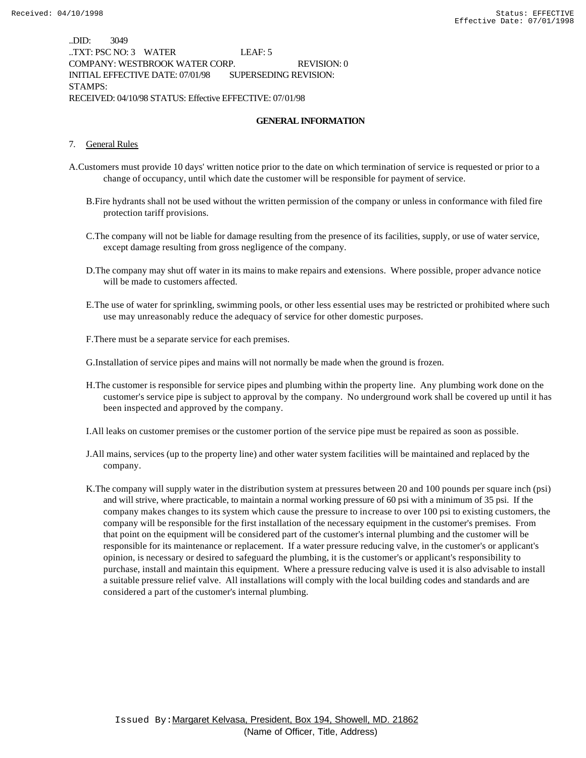..DID: 3049
..TXT: PSC NO: 3 WATER LEAF: 5
COMPANY: WESTBROOK WATER CORP. REVISION: 0
INITIAL EFFECTIVE DATE: 07/01/98 SUPERSEDING REVISION:
STAMPS:
RECEIVED: 04/10/98 STATUS: Effective EFFECTIVE: 07/01/98

## GENERAL INFORMATION

7. General Rules

A. Customers must provide 10 days' written notice prior to the date on which termination of service is requested or prior to a change of occupancy, until which date the customer will be responsible for payment of service.

B. Fire hydrants shall not be used without the written permission of the company or unless in conformance with filed fire protection tariff provisions.

C. The company will not be liable for damage resulting from the presence of its facilities, supply, or use of water service, except damage resulting from gross negligence of the company.

D. The company may shut off water in its mains to make repairs and extensions. Where possible, proper advance notice will be made to customers affected.

E. The use of water for sprinkling, swimming pools, or other less essential uses may be restricted or prohibited where such use may unreasonably reduce the adequacy of service for other domestic purposes.

F. There must be a separate service for each premises.

G. Installation of service pipes and mains will not normally be made when the ground is frozen.

H. The customer is responsible for service pipes and plumbing within the property line. Any plumbing work done on the customer's service pipe is subject to approval by the company. No underground work shall be covered up until it has been inspected and approved by the company.

I. All leaks on customer premises or the customer portion of the service pipe must be repaired as soon as possible.

J. All mains, services (up to the property line) and other water system facilities will be maintained and replaced by the company.

K. The company will supply water in the distribution system at pressures between 20 and 100 pounds per square inch (psi) and will strive, where practicable, to maintain a normal working pressure of 60 psi with a minimum of 35 psi. If the company makes changes to its system which cause the pressure to increase to over 100 psi to existing customers, the company will be responsible for the first installation of the necessary equipment in the customer's premises. From that point on the equipment will be considered part of the customer's internal plumbing and the customer will be responsible for its maintenance or replacement. If a water pressure reducing valve, in the customer's or applicant's opinion, is necessary or desired to safeguard the plumbing, it is the customer's or applicant's responsibility to purchase, install and maintain this equipment. Where a pressure reducing valve is used it is also advisable to install a suitable pressure relief valve. All installations will comply with the local building codes and standards and are considered a part of the customer's internal plumbing.

Issued By: Margaret Kelvasa, President, Box 194, Showell, MD. 21862
(Name of Officer, Title, Address)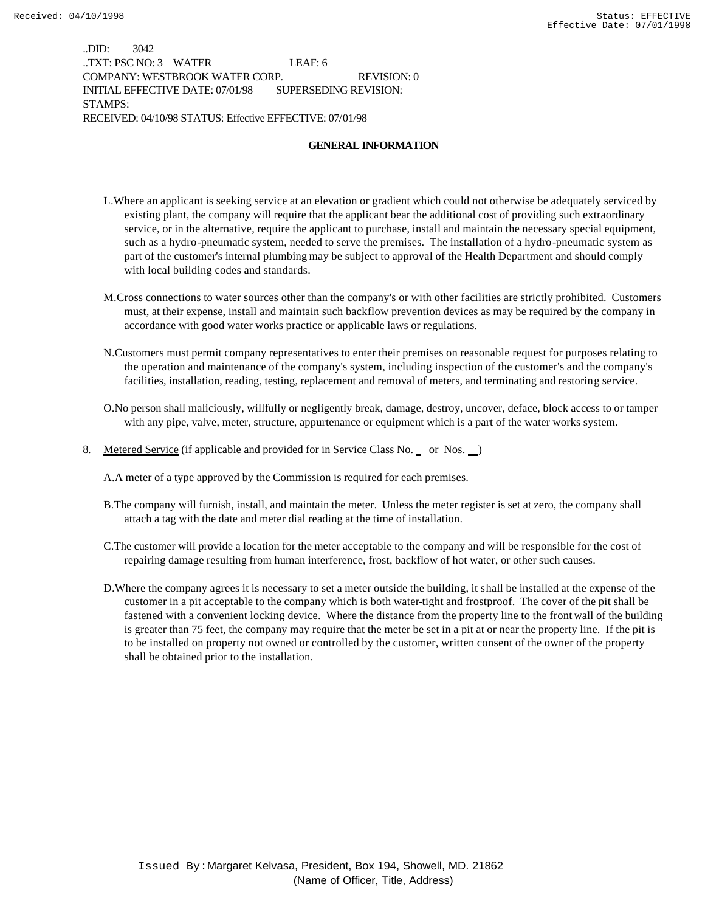..DID: 3042
..TXT: PSC NO: 3 WATER LEAF: 6
COMPANY: WESTBROOK WATER CORP. REVISION: 0
INITIAL EFFECTIVE DATE: 07/01/98 SUPERSEDING REVISION:
STAMPS:
RECEIVED: 04/10/98 STATUS: Effective EFFECTIVE: 07/01/98

## GENERAL INFORMATION

L. Where an applicant is seeking service at an elevation or gradient which could not otherwise be adequately serviced by existing plant, the company will require that the applicant bear the additional cost of providing such extraordinary service, or in the alternative, require the applicant to purchase, install and maintain the necessary special equipment, such as a hydro-pneumatic system, needed to serve the premises. The installation of a hydro-pneumatic system as part of the customer's internal plumbing may be subject to approval of the Health Department and should comply with local building codes and standards.

M. Cross connections to water sources other than the company's or with other facilities are strictly prohibited. Customers must, at their expense, install and maintain such backflow prevention devices as may be required by the company in accordance with good water works practice or applicable laws or regulations.

N. Customers must permit company representatives to enter their premises on reasonable request for purposes relating to the operation and maintenance of the company's system, including inspection of the customer's and the company's facilities, installation, reading, testing, replacement and removal of meters, and terminating and restoring service.

O. No person shall maliciously, willfully or negligently break, damage, destroy, uncover, deface, block access to or tamper with any pipe, valve, meter, structure, appurtenance or equipment which is a part of the water works system.

8. Metered Service (if applicable and provided for in Service Class No. _ or Nos. __)

A. A meter of a type approved by the Commission is required for each premises.

B. The company will furnish, install, and maintain the meter. Unless the meter register is set at zero, the company shall attach a tag with the date and meter dial reading at the time of installation.

C. The customer will provide a location for the meter acceptable to the company and will be responsible for the cost of repairing damage resulting from human interference, frost, backflow of hot water, or other such causes.

D. Where the company agrees it is necessary to set a meter outside the building, it shall be installed at the expense of the customer in a pit acceptable to the company which is both water-tight and frostproof. The cover of the pit shall be fastened with a convenient locking device. Where the distance from the property line to the front wall of the building is greater than 75 feet, the company may require that the meter be set in a pit at or near the property line. If the pit is to be installed on property not owned or controlled by the customer, written consent of the owner of the property shall be obtained prior to the installation.

Issued By: Margaret Kelvasa, President, Box 194, Showell, MD. 21862
(Name of Officer, Title, Address)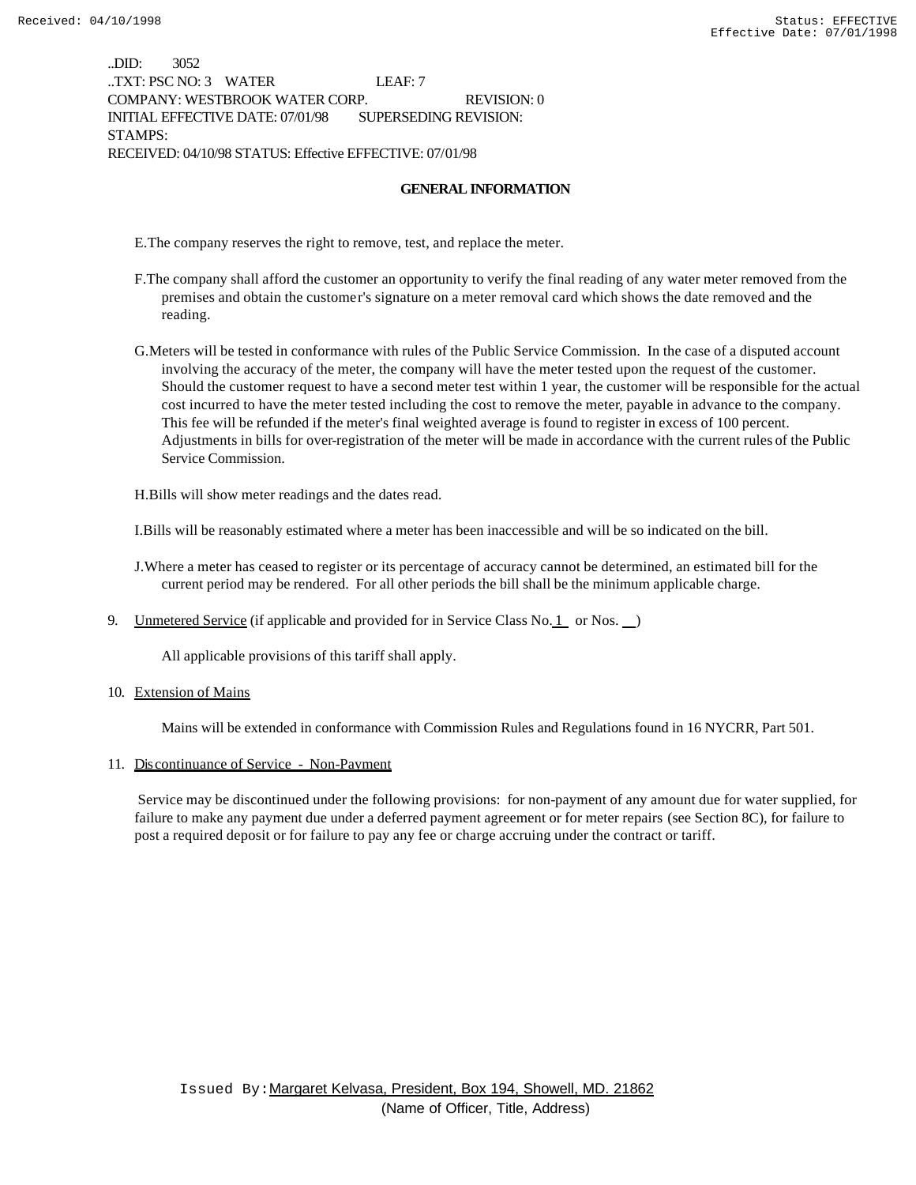..DID: 3052
..TXT: PSC NO: 3 WATER LEAF: 7
COMPANY: WESTBROOK WATER CORP. REVISION: 0
INITIAL EFFECTIVE DATE: 07/01/98 SUPERSEDING REVISION:
STAMPS:
RECEIVED: 04/10/98 STATUS: Effective EFFECTIVE: 07/01/98

## GENERAL INFORMATION

E. The company reserves the right to remove, test, and replace the meter.

F. The company shall afford the customer an opportunity to verify the final reading of any water meter removed from the premises and obtain the customer's signature on a meter removal card which shows the date removed and the reading.

G. Meters will be tested in conformance with rules of the Public Service Commission. In the case of a disputed account involving the accuracy of the meter, the company will have the meter tested upon the request of the customer. Should the customer request to have a second meter test within 1 year, the customer will be responsible for the actual cost incurred to have the meter tested including the cost to remove the meter, payable in advance to the company. This fee will be refunded if the meter's final weighted average is found to register in excess of 100 percent. Adjustments in bills for over-registration of the meter will be made in accordance with the current rules of the Public Service Commission.

H. Bills will show meter readings and the dates read.

I. Bills will be reasonably estimated where a meter has been inaccessible and will be so indicated on the bill.

J. Where a meter has ceased to register or its percentage of accuracy cannot be determined, an estimated bill for the current period may be rendered. For all other periods the bill shall be the minimum applicable charge.

9. Unmetered Service (if applicable and provided for in Service Class No. 1 or Nos. __)

   All applicable provisions of this tariff shall apply.

10. Extension of Mains

   Mains will be extended in conformance with Commission Rules and Regulations found in 16 NYCRR, Part 501.

11. Discontinuance of Service - Non-Payment

   Service may be discontinued under the following provisions: for non-payment of any amount due for water supplied, for failure to make any payment due under a deferred payment agreement or for meter repairs (see Section 8C), for failure to post a required deposit or for failure to pay any fee or charge accruing under the contract or tariff.

Issued By: Margaret Kelvasa, President, Box 194, Showell, MD. 21862
(Name of Officer, Title, Address)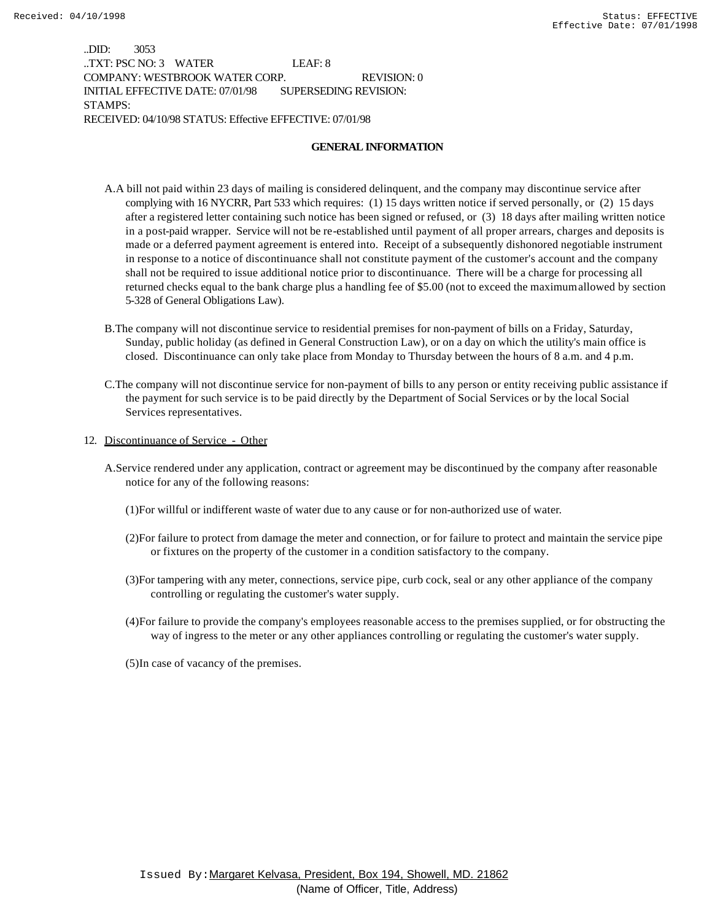..DID: 3053
..TXT: PSC NO: 3 WATER LEAF: 8
COMPANY: WESTBROOK WATER CORP. REVISION: 0
INITIAL EFFECTIVE DATE: 07/01/98 SUPERSEDING REVISION:
STAMPS:
RECEIVED: 04/10/98 STATUS: Effective EFFECTIVE: 07/01/98

**GENERAL INFORMATION**

A. A bill not paid within 23 days of mailing is considered delinquent, and the company may discontinue service after complying with 16 NYCRR, Part 533 which requires: (1) 15 days written notice if served personally, or (2) 15 days after a registered letter containing such notice has been signed or refused, or (3) 18 days after mailing written notice in a post-paid wrapper. Service will not be re-established until payment of all proper arrears, charges and deposits is made or a deferred payment agreement is entered into. Receipt of a subsequently dishonored negotiable instrument in response to a notice of discontinuance shall not constitute payment of the customer's account and the company shall not be required to issue additional notice prior to discontinuance. There will be a charge for processing all returned checks equal to the bank charge plus a handling fee of $5.00 (not to exceed the maximum allowed by section 5-328 of General Obligations Law).

B. The company will not discontinue service to residential premises for non-payment of bills on a Friday, Saturday, Sunday, public holiday (as defined in General Construction Law), or on a day on which the utility's main office is closed. Discontinuance can only take place from Monday to Thursday between the hours of 8 a.m. and 4 p.m.

C. The company will not discontinue service for non-payment of bills to any person or entity receiving public assistance if the payment for such service is to be paid directly by the Department of Social Services or by the local Social Services representatives.

12. Discontinuance of Service - Other

A. Service rendered under any application, contract or agreement may be discontinued by the company after reasonable notice for any of the following reasons:

(1) For willful or indifferent waste of water due to any cause or for non-authorized use of water.

(2) For failure to protect from damage the meter and connection, or for failure to protect and maintain the service pipe or fixtures on the property of the customer in a condition satisfactory to the company.

(3) For tampering with any meter, connections, service pipe, curb cock, seal or any other appliance of the company controlling or regulating the customer's water supply.

(4) For failure to provide the company's employees reasonable access to the premises supplied, or for obstructing the way of ingress to the meter or any other appliances controlling or regulating the customer's water supply.

(5) In case of vacancy of the premises.

Issued By: Margaret Kelvasa, President, Box 194, Showell, MD. 21862
(Name of Officer, Title, Address)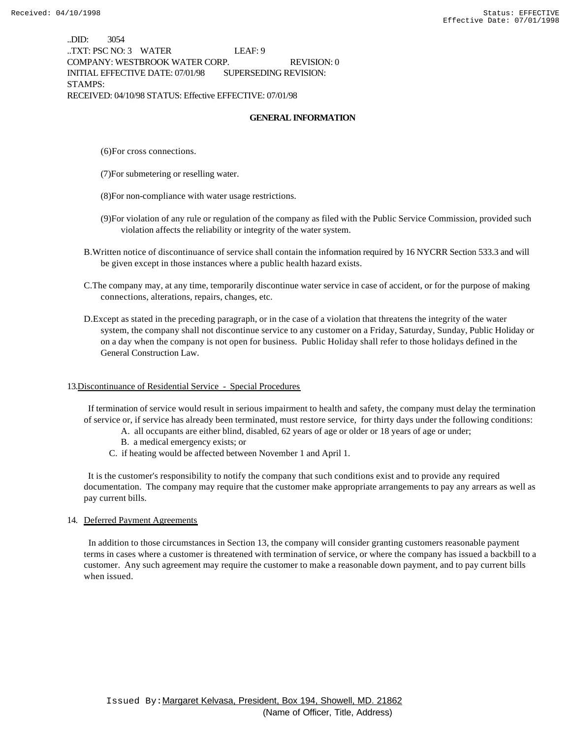..DID: 3054
..TXT: PSC NO: 3 WATER LEAF: 9
COMPANY: WESTBROOK WATER CORP. REVISION: 0
INITIAL EFFECTIVE DATE: 07/01/98 SUPERSEDING REVISION:
STAMPS:
RECEIVED: 04/10/98 STATUS: Effective EFFECTIVE: 07/01/98

**GENERAL INFORMATION**

(6)For cross connections.

(7)For submetering or reselling water.

(8)For non-compliance with water usage restrictions.

(9)For violation of any rule or regulation of the company as filed with the Public Service Commission, provided such violation affects the reliability or integrity of the water system.

B.Written notice of discontinuance of service shall contain the information required by 16 NYCRR Section 533.3 and will be given except in those instances where a public health hazard exists.

C.The company may, at any time, temporarily discontinue water service in case of accident, or for the purpose of making connections, alterations, repairs, changes, etc.

D.Except as stated in the preceding paragraph, or in the case of a violation that threatens the integrity of the water system, the company shall not discontinue service to any customer on a Friday, Saturday, Sunday, Public Holiday or on a day when the company is not open for business. Public Holiday shall refer to those holidays defined in the General Construction Law.

13.Discontinuance of Residential Service - Special Procedures

If termination of service would result in serious impairment to health and safety, the company must delay the termination of service or, if service has already been terminated, must restore service, for thirty days under the following conditions:

A. all occupants are either blind, disabled, 62 years of age or older or 18 years of age or under;
B. a medical emergency exists; or
C. if heating would be affected between November 1 and April 1.

It is the customer's responsibility to notify the company that such conditions exist and to provide any required documentation. The company may require that the customer make appropriate arrangements to pay any arrears as well as pay current bills.

14. Deferred Payment Agreements

In addition to those circumstances in Section 13, the company will consider granting customers reasonable payment terms in cases where a customer is threatened with termination of service, or where the company has issued a backbill to a customer. Any such agreement may require the customer to make a reasonable down payment, and to pay current bills when issued.

Issued By: Margaret Kelvasa, President, Box 194, Showell, MD. 21862
(Name of Officer, Title, Address)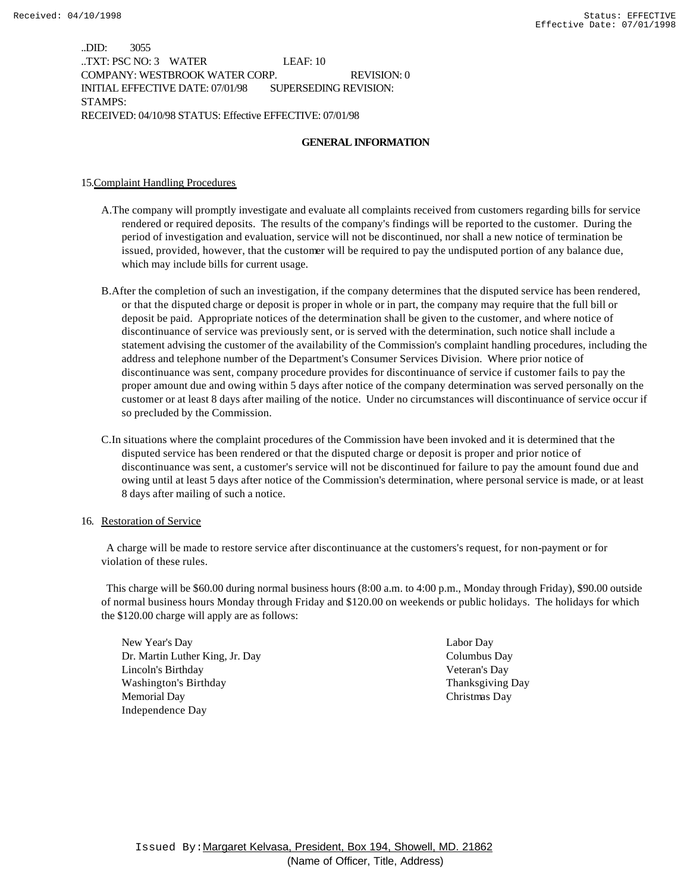..DID: 3055
..TXT: PSC NO: 3 WATER LEAF: 10
COMPANY: WESTBROOK WATER CORP. REVISION: 0
INITIAL EFFECTIVE DATE: 07/01/98 SUPERSEDING REVISION:
STAMPS:
RECEIVED: 04/10/98 STATUS: Effective EFFECTIVE: 07/01/98

**GENERAL INFORMATION**

15. Complaint Handling Procedures

A. The company will promptly investigate and evaluate all complaints received from customers regarding bills for service rendered or required deposits. The results of the company's findings will be reported to the customer. During the period of investigation and evaluation, service will not be discontinued, nor shall a new notice of termination be issued, provided, however, that the customer will be required to pay the undisputed portion of any balance due, which may include bills for current usage.

B. After the completion of such an investigation, if the company determines that the disputed service has been rendered, or that the disputed charge or deposit is proper in whole or in part, the company may require that the full bill or deposit be paid. Appropriate notices of the determination shall be given to the customer, and where notice of discontinuance of service was previously sent, or is served with the determination, such notice shall include a statement advising the customer of the availability of the Commission's complaint handling procedures, including the address and telephone number of the Department's Consumer Services Division. Where prior notice of discontinuance was sent, company procedure provides for discontinuance of service if customer fails to pay the proper amount due and owing within 5 days after notice of the company determination was served personally on the customer or at least 8 days after mailing of the notice. Under no circumstances will discontinuance of service occur if so precluded by the Commission.

C. In situations where the complaint procedures of the Commission have been invoked and it is determined that the disputed service has been rendered or that the disputed charge or deposit is proper and prior notice of discontinuance was sent, a customer's service will not be discontinued for failure to pay the amount found due and owing until at least 5 days after notice of the Commission's determination, where personal service is made, or at least 8 days after mailing of such a notice.

16. Restoration of Service

A charge will be made to restore service after discontinuance at the customers's request, for non-payment or for violation of these rules.

This charge will be $60.00 during normal business hours (8:00 a.m. to 4:00 p.m., Monday through Friday), $90.00 outside of normal business hours Monday through Friday and $120.00 on weekends or public holidays. The holidays for which the $120.00 charge will apply are as follows:

- New Year's Day
- Dr. Martin Luther King, Jr. Day
- Lincoln's Birthday
- Washington's Birthday
- Memorial Day
- Independence Day
- Labor Day
- Columbus Day
- Veteran's Day
- Thanksgiving Day
- Christmas Day

Issued By: Margaret Kelvasa, President, Box 194, Showell, MD. 21862
(Name of Officer, Title, Address)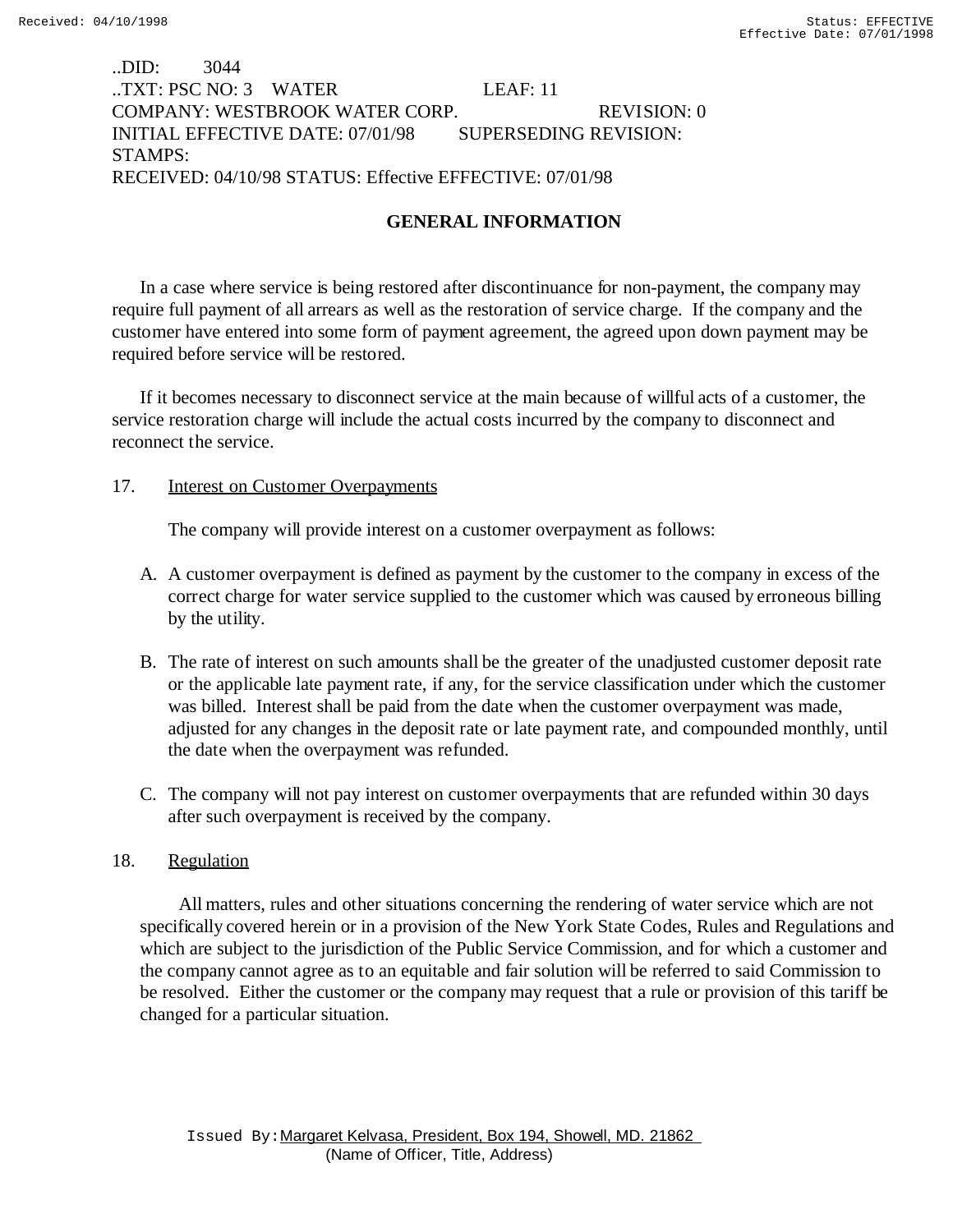..DID: 3044
..TXT: PSC NO: 3 WATER LEAF: 11
COMPANY: WESTBROOK WATER CORP. REVISION: 0
INITIAL EFFECTIVE DATE: 07/01/98 SUPERSEDING REVISION:
STAMPS:
RECEIVED: 04/10/98 STATUS: Effective EFFECTIVE: 07/01/98

## GENERAL INFORMATION

In a case where service is being restored after discontinuance for non-payment, the company may require full payment of all arrears as well as the restoration of service charge. If the company and the customer have entered into some form of payment agreement, the agreed upon down payment may be required before service will be restored.

If it becomes necessary to disconnect service at the main because of willful acts of a customer, the service restoration charge will include the actual costs incurred by the company to disconnect and reconnect the service.

17. Interest on Customer Overpayments

The company will provide interest on a customer overpayment as follows:

A. A customer overpayment is defined as payment by the customer to the company in excess of the correct charge for water service supplied to the customer which was caused by erroneous billing by the utility.

B. The rate of interest on such amounts shall be the greater of the unadjusted customer deposit rate or the applicable late payment rate, if any, for the service classification under which the customer was billed. Interest shall be paid from the date when the customer overpayment was made, adjusted for any changes in the deposit rate or late payment rate, and compounded monthly, until the date when the overpayment was refunded.

C. The company will not pay interest on customer overpayments that are refunded within 30 days after such overpayment is received by the company.

18. Regulation

All matters, rules and other situations concerning the rendering of water service which are not specifically covered herein or in a provision of the New York State Codes, Rules and Regulations and which are subject to the jurisdiction of the Public Service Commission, and for which a customer and the company cannot agree as to an equitable and fair solution will be referred to said Commission to be resolved. Either the customer or the company may request that a rule or provision of this tariff be changed for a particular situation.

Issued By: Margaret Kelvasa, President, Box 194, Showell, MD. 21862
(Name of Officer, Title, Address)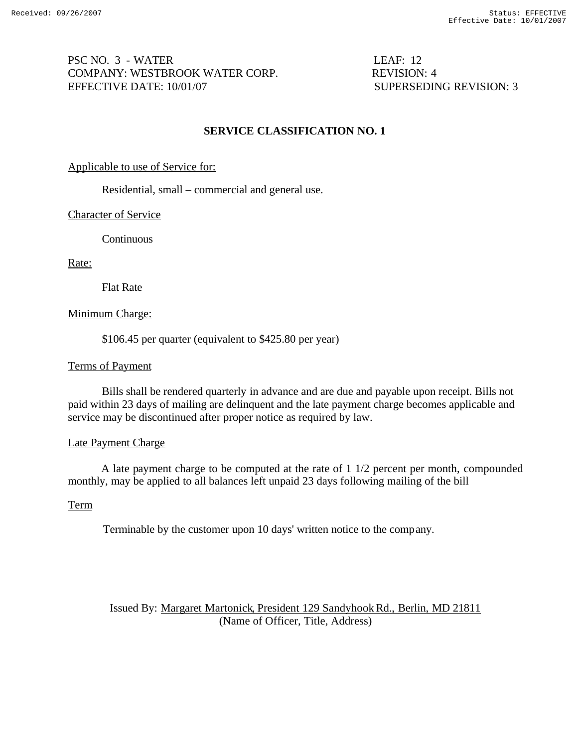PSC NO. 3 - WATER LEAF: 12
COMPANY: WESTBROOK WATER CORP. REVISION: 4
EFFECTIVE DATE: 10/01/07 SUPERSEDING REVISION: 3

## SERVICE CLASSIFICATION NO. 1

Applicable to use of Service for:

Residential, small – commercial and general use.

Character of Service

Continuous

Rate:

Flat Rate

Minimum Charge:

$106.45 per quarter (equivalent to $425.80 per year)

Terms of Payment

Bills shall be rendered quarterly in advance and are due and payable upon receipt. Bills not paid within 23 days of mailing are delinquent and the late payment charge becomes applicable and service may be discontinued after proper notice as required by law.

Late Payment Charge

A late payment charge to be computed at the rate of 1 1/2 percent per month, compounded monthly, may be applied to all balances left unpaid 23 days following mailing of the bill

Term

Terminable by the customer upon 10 days' written notice to the company.

Issued By: Margaret Martonick, President 129 Sandyhook Rd., Berlin, MD 21811
(Name of Officer, Title, Address)